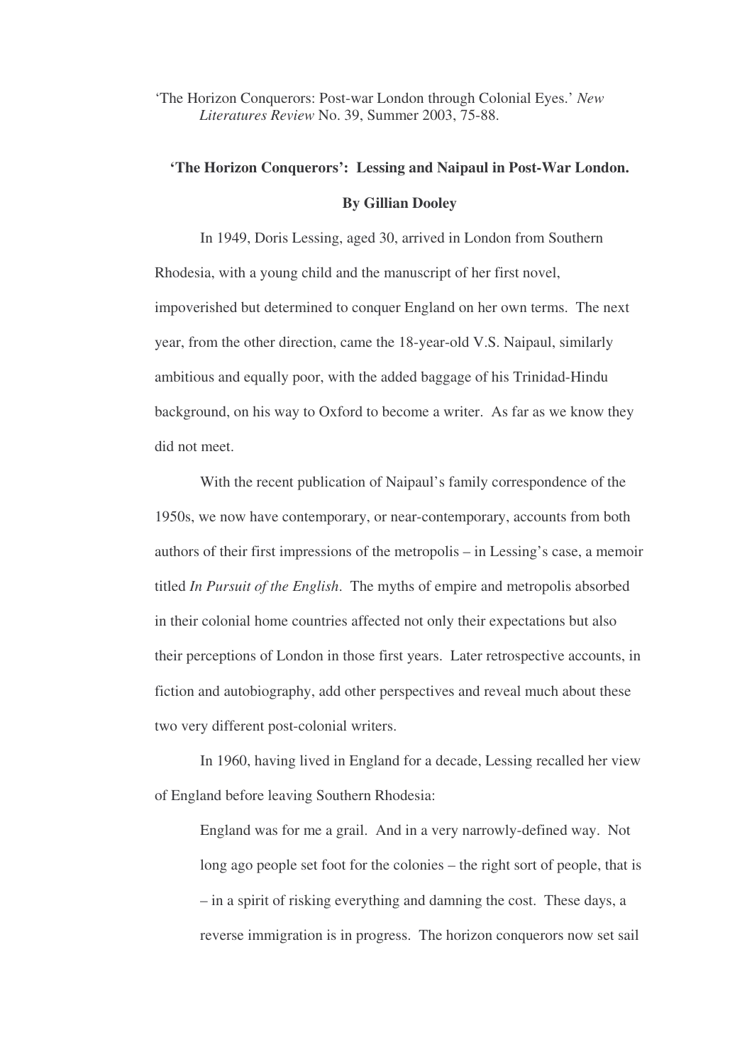'The Horizon Conquerors: Post-war London through Colonial Eyes.' *New Literatures Review* No. 39, Summer 2003, 75-88.

# 'The Horizon Conquerors': Lessing and Naipaul in Post-War London.

**By Gillian Dooley**

In 1949, Doris Lessing, aged 30, arrived in London from Southern Rhodesia, with a young child and the manuscript of her first novel, impoverished but determined to conquer England on her own terms. The next year, from the other direction, came the 18-year-old V.S. Naipaul, similarly ambitious and equally poor, with the added baggage of his Trinidad-Hindu background, on his way to Oxford to become a writer. As far as we know they did not meet.

With the recent publication of Naipaul's family correspondence of the 1950s, we now have contemporary, or near-contemporary, accounts from both authors of their first impressions of the metropolis – in Lessing's case, a memoir titled *In Pursuit of the English*. The myths of empire and metropolis absorbed in their colonial home countries affected not only their expectations but also their perceptions of London in those first years. Later retrospective accounts, in fiction and autobiography, add other perspectives and reveal much about these two very different post-colonial writers.

In 1960, having lived in England for a decade, Lessing recalled her view of England before leaving Southern Rhodesia:

> England was for me a grail. And in a very narrowly-defined way. Not long ago people set foot for the colonies – the right sort of people, that is – in a spirit of risking everything and damning the cost. These days, a reverse immigration is in progress. The horizon conquerors now set sail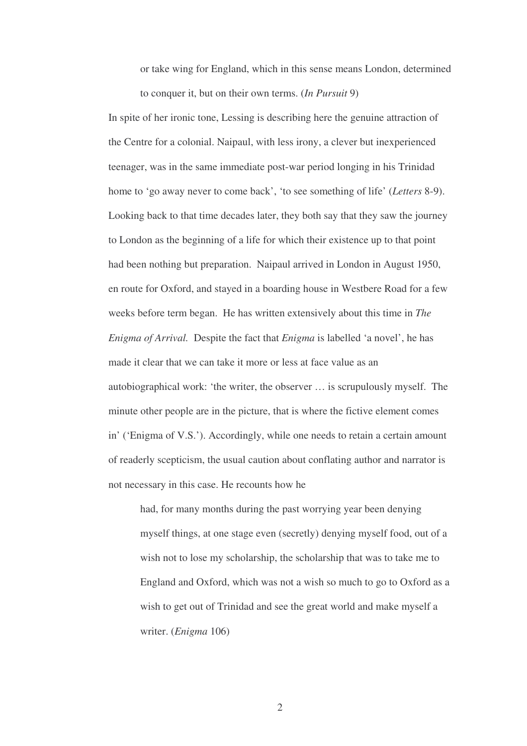> or take wing for England, which in this sense means London, determined to conquer it, but on their own terms. (*In Pursuit* 9)

In spite of her ironic tone, Lessing is describing here the genuine attraction of the Centre for a colonial. Naipaul, with less irony, a clever but inexperienced teenager, was in the same immediate post-war period longing in his Trinidad home to 'go away never to come back', 'to see something of life' (*Letters* 8-9). Looking back to that time decades later, they both say that they saw the journey to London as the beginning of a life for which their existence up to that point had been nothing but preparation. Naipaul arrived in London in August 1950, en route for Oxford, and stayed in a boarding house in Westbere Road for a few weeks before term began. He has written extensively about this time in *The Enigma of Arrival.* Despite the fact that *Enigma* is labelled 'a novel', he has made it clear that we can take it more or less at face value as an autobiographical work: 'the writer, the observer … is scrupulously myself. The minute other people are in the picture, that is where the fictive element comes in' ('Enigma of V.S.'). Accordingly, while one needs to retain a certain amount of readerly scepticism, the usual caution about conflating author and narrator is not necessary in this case. He recounts how he

> had, for many months during the past worrying year been denying myself things, at one stage even (secretly) denying myself food, out of a wish not to lose my scholarship, the scholarship that was to take me to England and Oxford, which was not a wish so much to go to Oxford as a wish to get out of Trinidad and see the great world and make myself a writer. (*Enigma* 106)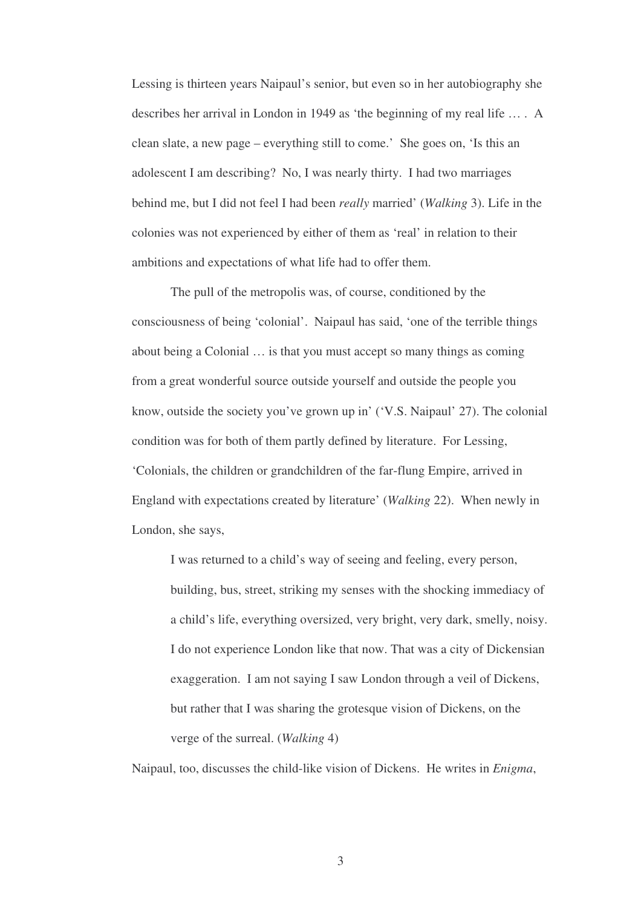Lessing is thirteen years Naipaul's senior, but even so in her autobiography she describes her arrival in London in 1949 as 'the beginning of my real life … . A clean slate, a new page – everything still to come.' She goes on, 'Is this an adolescent I am describing? No, I was nearly thirty. I had two marriages behind me, but I did not feel I had been *really* married' (*Walking* 3). Life in the colonies was not experienced by either of them as 'real' in relation to their ambitions and expectations of what life had to offer them.

The pull of the metropolis was, of course, conditioned by the consciousness of being 'colonial'. Naipaul has said, 'one of the terrible things about being a Colonial … is that you must accept so many things as coming from a great wonderful source outside yourself and outside the people you know, outside the society you've grown up in' ('V.S. Naipaul' 27). The colonial condition was for both of them partly defined by literature. For Lessing, 'Colonials, the children or grandchildren of the far-flung Empire, arrived in England with expectations created by literature' (*Walking* 22). When newly in London, she says,

> I was returned to a child's way of seeing and feeling, every person, building, bus, street, striking my senses with the shocking immediacy of a child's life, everything oversized, very bright, very dark, smelly, noisy. I do not experience London like that now. That was a city of Dickensian exaggeration. I am not saying I saw London through a veil of Dickens, but rather that I was sharing the grotesque vision of Dickens, on the verge of the surreal. (*Walking* 4)

Naipaul, too, discusses the child-like vision of Dickens. He writes in *Enigma*,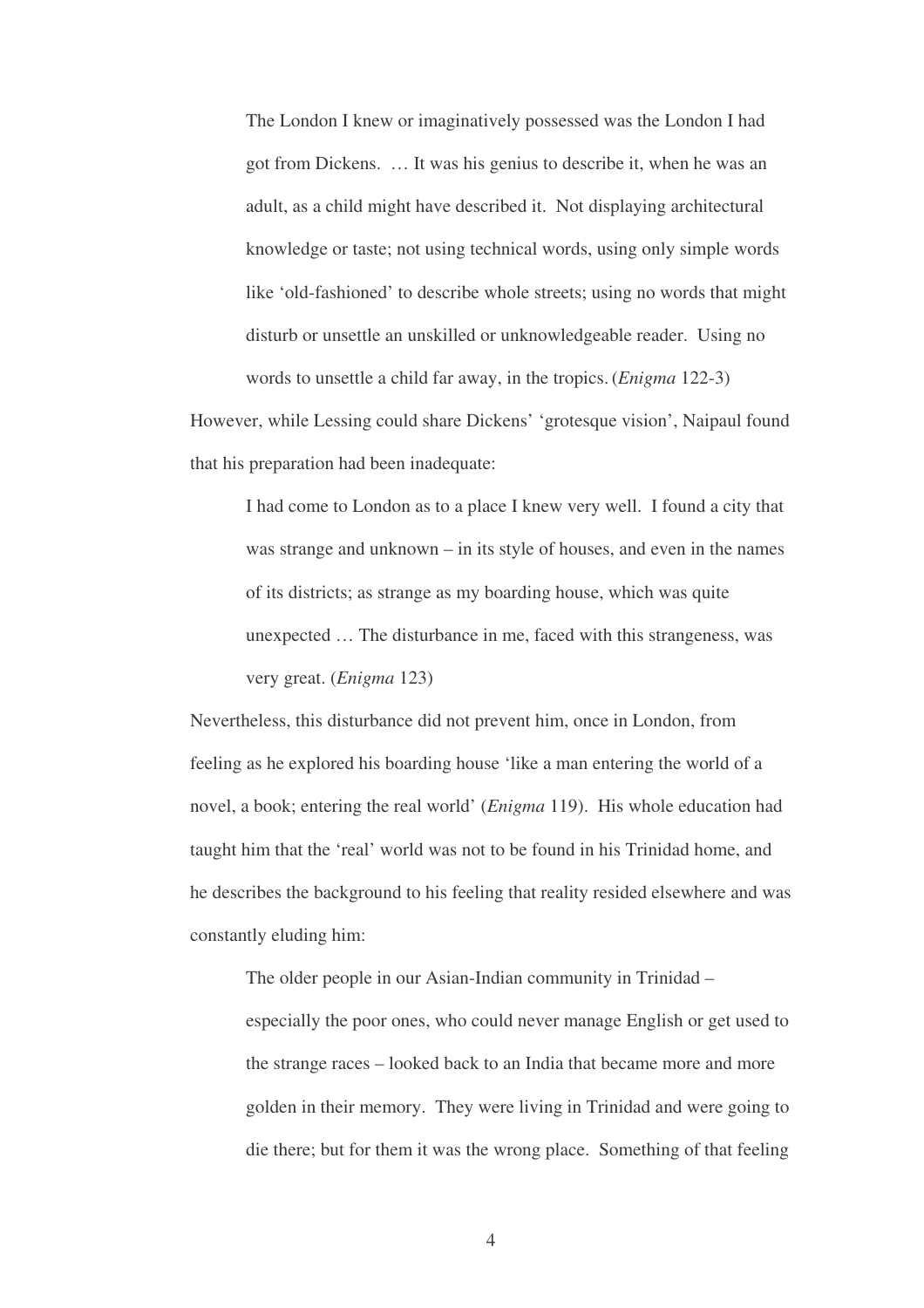> The London I knew or imaginatively possessed was the London I had got from Dickens. … It was his genius to describe it, when he was an adult, as a child might have described it. Not displaying architectural knowledge or taste; not using technical words, using only simple words like 'old-fashioned' to describe whole streets; using no words that might disturb or unsettle an unskilled or unknowledgeable reader. Using no words to unsettle a child far away, in the tropics. (*Enigma* 122-3)

However, while Lessing could share Dickens' 'grotesque vision', Naipaul found that his preparation had been inadequate:

> I had come to London as to a place I knew very well. I found a city that was strange and unknown – in its style of houses, and even in the names of its districts; as strange as my boarding house, which was quite unexpected … The disturbance in me, faced with this strangeness, was very great. (*Enigma* 123)

Nevertheless, this disturbance did not prevent him, once in London, from feeling as he explored his boarding house 'like a man entering the world of a novel, a book; entering the real world' (*Enigma* 119). His whole education had taught him that the 'real' world was not to be found in his Trinidad home, and he describes the background to his feeling that reality resided elsewhere and was constantly eluding him:

> The older people in our Asian-Indian community in Trinidad – especially the poor ones, who could never manage English or get used to the strange races – looked back to an India that became more and more golden in their memory. They were living in Trinidad and were going to die there; but for them it was the wrong place. Something of that feeling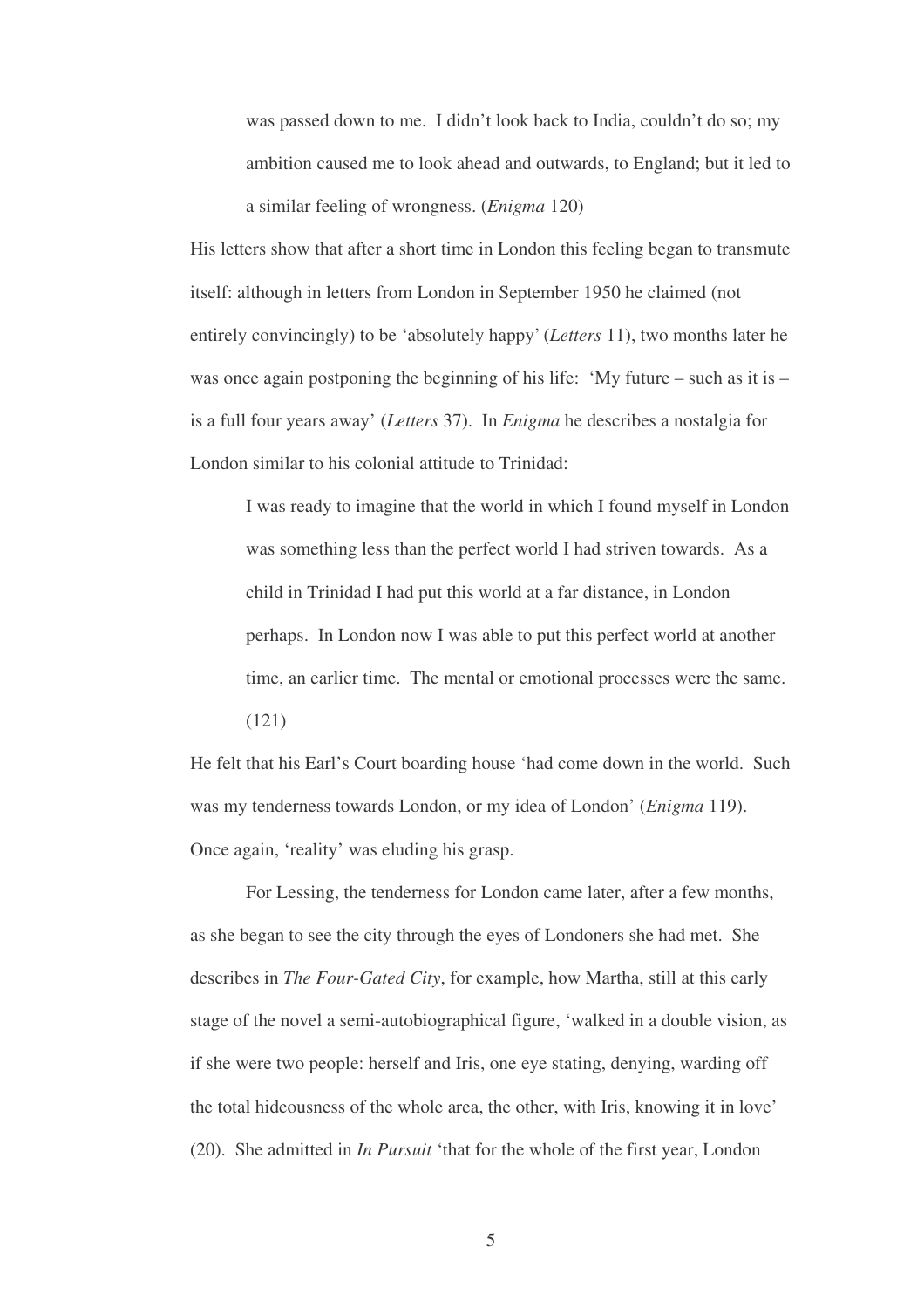> was passed down to me. I didn't look back to India, couldn't do so; my ambition caused me to look ahead and outwards, to England; but it led to a similar feeling of wrongness. (*Enigma* 120)

His letters show that after a short time in London this feeling began to transmute itself: although in letters from London in September 1950 he claimed (not entirely convincingly) to be 'absolutely happy' (*Letters* 11), two months later he was once again postponing the beginning of his life: 'My future – such as it is – is a full four years away' (*Letters* 37). In *Enigma* he describes a nostalgia for London similar to his colonial attitude to Trinidad:

> I was ready to imagine that the world in which I found myself in London was something less than the perfect world I had striven towards. As a child in Trinidad I had put this world at a far distance, in London perhaps. In London now I was able to put this perfect world at another time, an earlier time. The mental or emotional processes were the same. (121)

He felt that his Earl's Court boarding house 'had come down in the world. Such was my tenderness towards London, or my idea of London' (*Enigma* 119). Once again, 'reality' was eluding his grasp.

For Lessing, the tenderness for London came later, after a few months, as she began to see the city through the eyes of Londoners she had met. She describes in *The Four-Gated City*, for example, how Martha, still at this early stage of the novel a semi-autobiographical figure, 'walked in a double vision, as if she were two people: herself and Iris, one eye stating, denying, warding off the total hideousness of the whole area, the other, with Iris, knowing it in love' (20). She admitted in *In Pursuit* 'that for the whole of the first year, London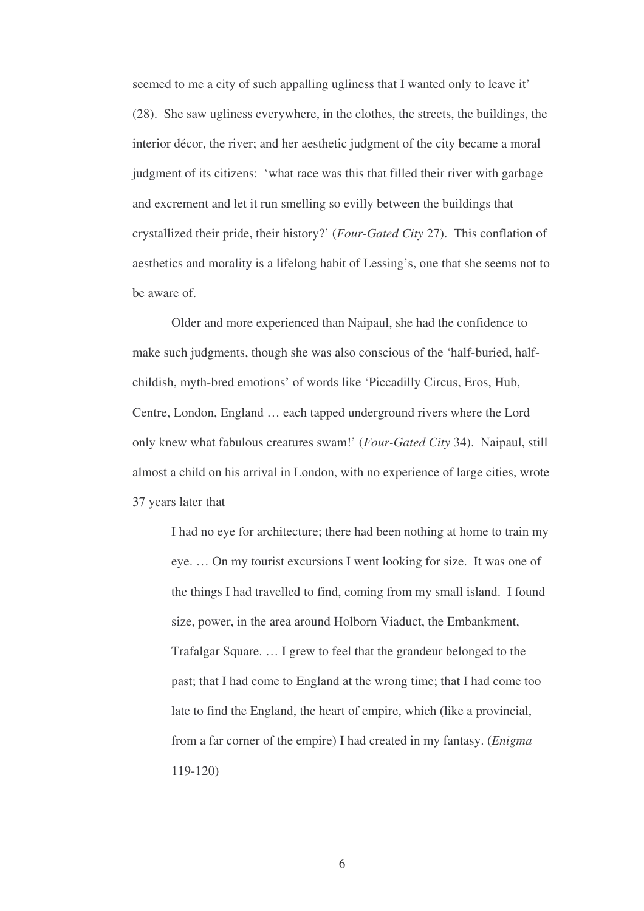seemed to me a city of such appalling ugliness that I wanted only to leave it' (28). She saw ugliness everywhere, in the clothes, the streets, the buildings, the interior décor, the river; and her aesthetic judgment of the city became a moral judgment of its citizens: 'what race was this that filled their river with garbage and excrement and let it run smelling so evilly between the buildings that crystallized their pride, their history?' (*Four-Gated City* 27). This conflation of aesthetics and morality is a lifelong habit of Lessing's, one that she seems not to be aware of.

Older and more experienced than Naipaul, she had the confidence to make such judgments, though she was also conscious of the 'half-buried, half-childish, myth-bred emotions' of words like 'Piccadilly Circus, Eros, Hub, Centre, London, England … each tapped underground rivers where the Lord only knew what fabulous creatures swam!' (*Four-Gated City* 34). Naipaul, still almost a child on his arrival in London, with no experience of large cities, wrote 37 years later that

> I had no eye for architecture; there had been nothing at home to train my eye. … On my tourist excursions I went looking for size. It was one of the things I had travelled to find, coming from my small island. I found size, power, in the area around Holborn Viaduct, the Embankment, Trafalgar Square. … I grew to feel that the grandeur belonged to the past; that I had come to England at the wrong time; that I had come too late to find the England, the heart of empire, which (like a provincial, from a far corner of the empire) I had created in my fantasy. (*Enigma* 119-120)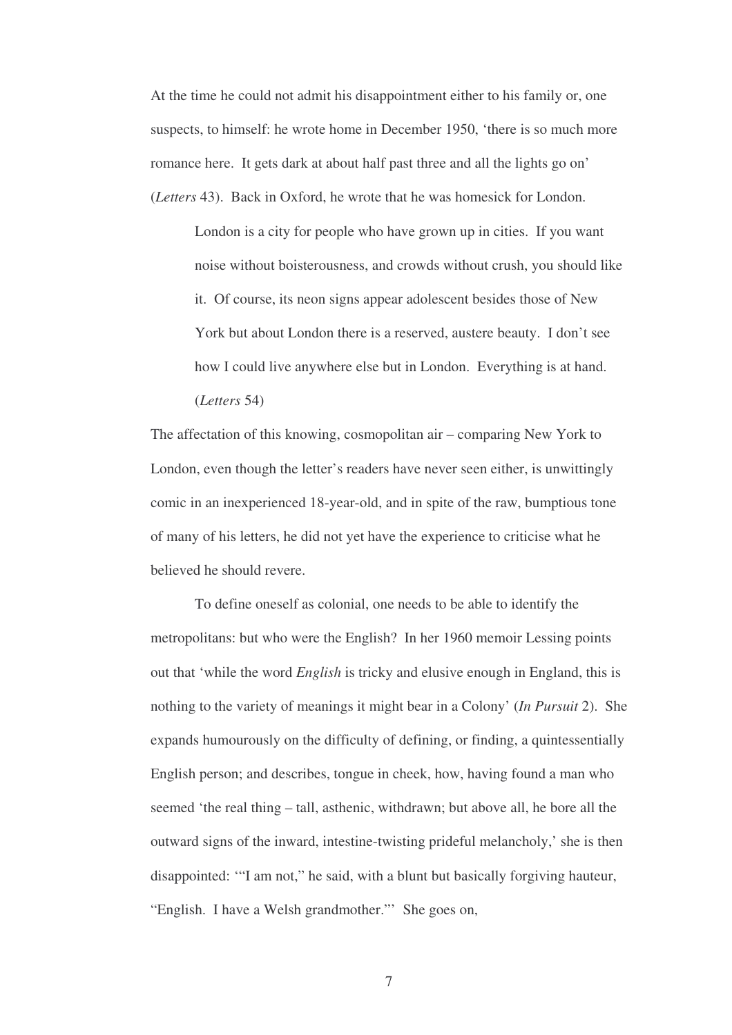At the time he could not admit his disappointment either to his family or, one suspects, to himself: he wrote home in December 1950, 'there is so much more romance here. It gets dark at about half past three and all the lights go on' (*Letters* 43). Back in Oxford, he wrote that he was homesick for London.

> London is a city for people who have grown up in cities. If you want noise without boisterousness, and crowds without crush, you should like it. Of course, its neon signs appear adolescent besides those of New York but about London there is a reserved, austere beauty. I don't see how I could live anywhere else but in London. Everything is at hand. (*Letters* 54)

The affectation of this knowing, cosmopolitan air – comparing New York to London, even though the letter's readers have never seen either, is unwittingly comic in an inexperienced 18-year-old, and in spite of the raw, bumptious tone of many of his letters, he did not yet have the experience to criticise what he believed he should revere.

To define oneself as colonial, one needs to be able to identify the metropolitans: but who were the English? In her 1960 memoir Lessing points out that 'while the word *English* is tricky and elusive enough in England, this is nothing to the variety of meanings it might bear in a Colony' (*In Pursuit* 2). She expands humourously on the difficulty of defining, or finding, a quintessentially English person; and describes, tongue in cheek, how, having found a man who seemed 'the real thing – tall, asthenic, withdrawn; but above all, he bore all the outward signs of the inward, intestine-twisting prideful melancholy,' she is then disappointed: '"I am not," he said, with a blunt but basically forgiving hauteur, "English. I have a Welsh grandmother."' She goes on,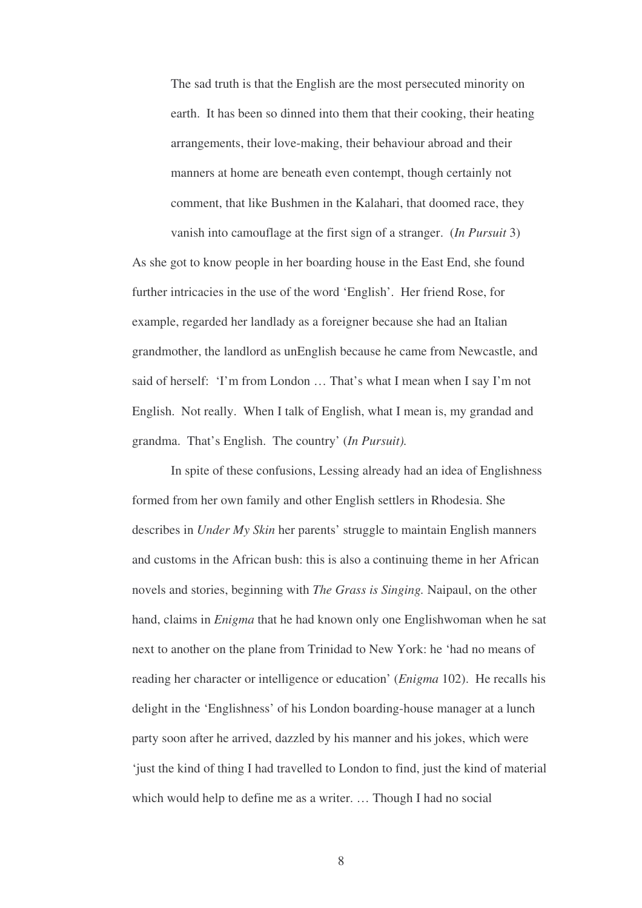> The sad truth is that the English are the most persecuted minority on earth. It has been so dinned into them that their cooking, their heating arrangements, their love-making, their behaviour abroad and their manners at home are beneath even contempt, though certainly not comment, that like Bushmen in the Kalahari, that doomed race, they vanish into camouflage at the first sign of a stranger. (*In Pursuit* 3)

As she got to know people in her boarding house in the East End, she found further intricacies in the use of the word 'English'. Her friend Rose, for example, regarded her landlady as a foreigner because she had an Italian grandmother, the landlord as unEnglish because he came from Newcastle, and said of herself: 'I'm from London … That's what I mean when I say I'm not English. Not really. When I talk of English, what I mean is, my grandad and grandma. That's English. The country' (*In Pursuit).*

In spite of these confusions, Lessing already had an idea of Englishness formed from her own family and other English settlers in Rhodesia. She describes in *Under My Skin* her parents' struggle to maintain English manners and customs in the African bush: this is also a continuing theme in her African novels and stories, beginning with *The Grass is Singing.* Naipaul, on the other hand, claims in *Enigma* that he had known only one Englishwoman when he sat next to another on the plane from Trinidad to New York: he 'had no means of reading her character or intelligence or education' (*Enigma* 102). He recalls his delight in the 'Englishness' of his London boarding-house manager at a lunch party soon after he arrived, dazzled by his manner and his jokes, which were 'just the kind of thing I had travelled to London to find, just the kind of material which would help to define me as a writer. … Though I had no social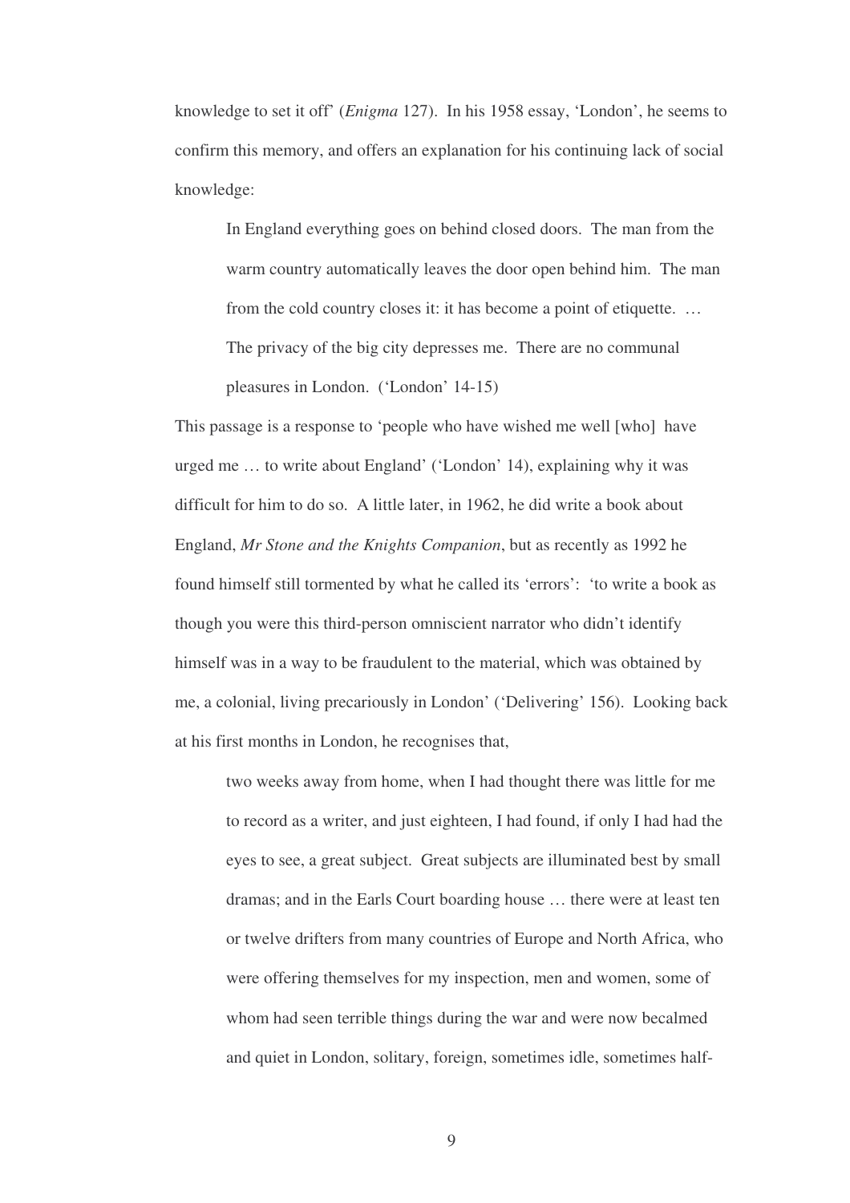knowledge to set it off' (*Enigma* 127). In his 1958 essay, 'London', he seems to confirm this memory, and offers an explanation for his continuing lack of social knowledge:

> In England everything goes on behind closed doors. The man from the warm country automatically leaves the door open behind him. The man from the cold country closes it: it has become a point of etiquette. … The privacy of the big city depresses me. There are no communal pleasures in London. ('London' 14-15)

This passage is a response to 'people who have wished me well [who] have urged me … to write about England' ('London' 14), explaining why it was difficult for him to do so. A little later, in 1962, he did write a book about England, *Mr Stone and the Knights Companion*, but as recently as 1992 he found himself still tormented by what he called its 'errors': 'to write a book as though you were this third-person omniscient narrator who didn't identify himself was in a way to be fraudulent to the material, which was obtained by me, a colonial, living precariously in London' ('Delivering' 156). Looking back at his first months in London, he recognises that,

> two weeks away from home, when I had thought there was little for me to record as a writer, and just eighteen, I had found, if only I had had the eyes to see, a great subject. Great subjects are illuminated best by small dramas; and in the Earls Court boarding house … there were at least ten or twelve drifters from many countries of Europe and North Africa, who were offering themselves for my inspection, men and women, some of whom had seen terrible things during the war and were now becalmed and quiet in London, solitary, foreign, sometimes idle, sometimes half-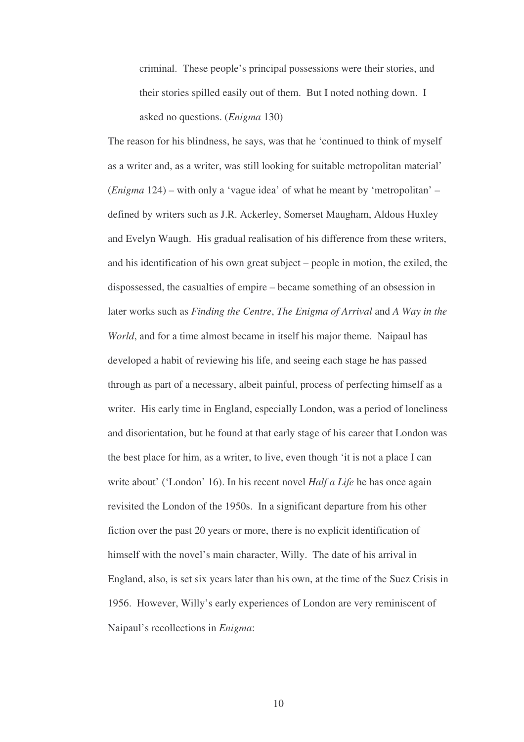> criminal. These people's principal possessions were their stories, and their stories spilled easily out of them. But I noted nothing down. I asked no questions. (*Enigma* 130)

The reason for his blindness, he says, was that he 'continued to think of myself as a writer and, as a writer, was still looking for suitable metropolitan material' (*Enigma* 124) – with only a 'vague idea' of what he meant by 'metropolitan' – defined by writers such as J.R. Ackerley, Somerset Maugham, Aldous Huxley and Evelyn Waugh. His gradual realisation of his difference from these writers, and his identification of his own great subject – people in motion, the exiled, the dispossessed, the casualties of empire – became something of an obsession in later works such as *Finding the Centre*, *The Enigma of Arrival* and *A Way in the World*, and for a time almost became in itself his major theme. Naipaul has developed a habit of reviewing his life, and seeing each stage he has passed through as part of a necessary, albeit painful, process of perfecting himself as a writer. His early time in England, especially London, was a period of loneliness and disorientation, but he found at that early stage of his career that London was the best place for him, as a writer, to live, even though 'it is not a place I can write about' ('London' 16). In his recent novel *Half a Life* he has once again revisited the London of the 1950s. In a significant departure from his other fiction over the past 20 years or more, there is no explicit identification of himself with the novel's main character, Willy. The date of his arrival in England, also, is set six years later than his own, at the time of the Suez Crisis in 1956. However, Willy's early experiences of London are very reminiscent of Naipaul's recollections in *Enigma*: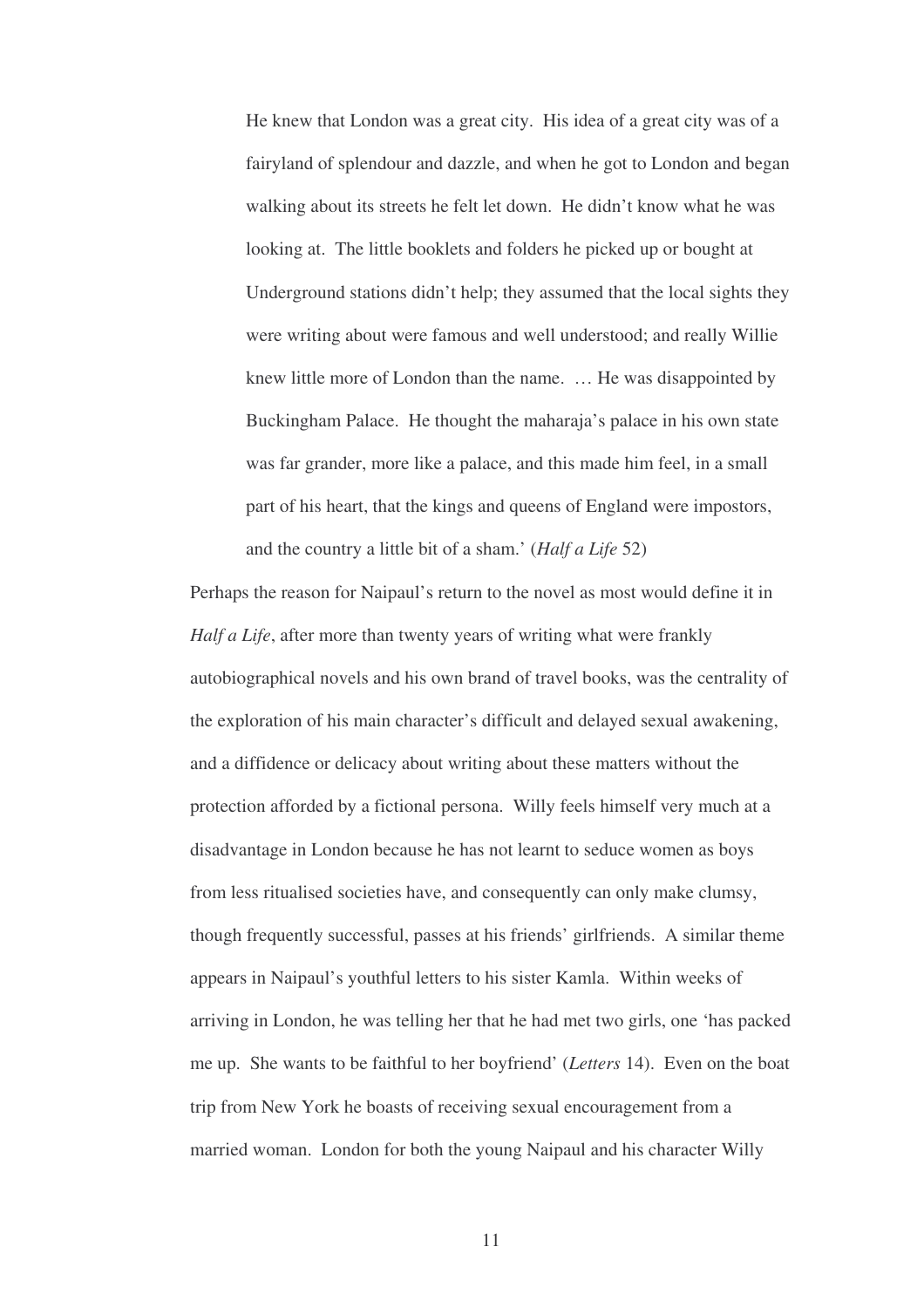> He knew that London was a great city. His idea of a great city was of a fairyland of splendour and dazzle, and when he got to London and began walking about its streets he felt let down. He didn't know what he was looking at. The little booklets and folders he picked up or bought at Underground stations didn't help; they assumed that the local sights they were writing about were famous and well understood; and really Willie knew little more of London than the name. … He was disappointed by Buckingham Palace. He thought the maharaja's palace in his own state was far grander, more like a palace, and this made him feel, in a small part of his heart, that the kings and queens of England were impostors, and the country a little bit of a sham.' (*Half a Life* 52)

Perhaps the reason for Naipaul's return to the novel as most would define it in *Half a Life*, after more than twenty years of writing what were frankly autobiographical novels and his own brand of travel books, was the centrality of the exploration of his main character's difficult and delayed sexual awakening, and a diffidence or delicacy about writing about these matters without the protection afforded by a fictional persona. Willy feels himself very much at a disadvantage in London because he has not learnt to seduce women as boys from less ritualised societies have, and consequently can only make clumsy, though frequently successful, passes at his friends' girlfriends. A similar theme appears in Naipaul's youthful letters to his sister Kamla. Within weeks of arriving in London, he was telling her that he had met two girls, one 'has packed me up. She wants to be faithful to her boyfriend' (*Letters* 14). Even on the boat trip from New York he boasts of receiving sexual encouragement from a married woman. London for both the young Naipaul and his character Willy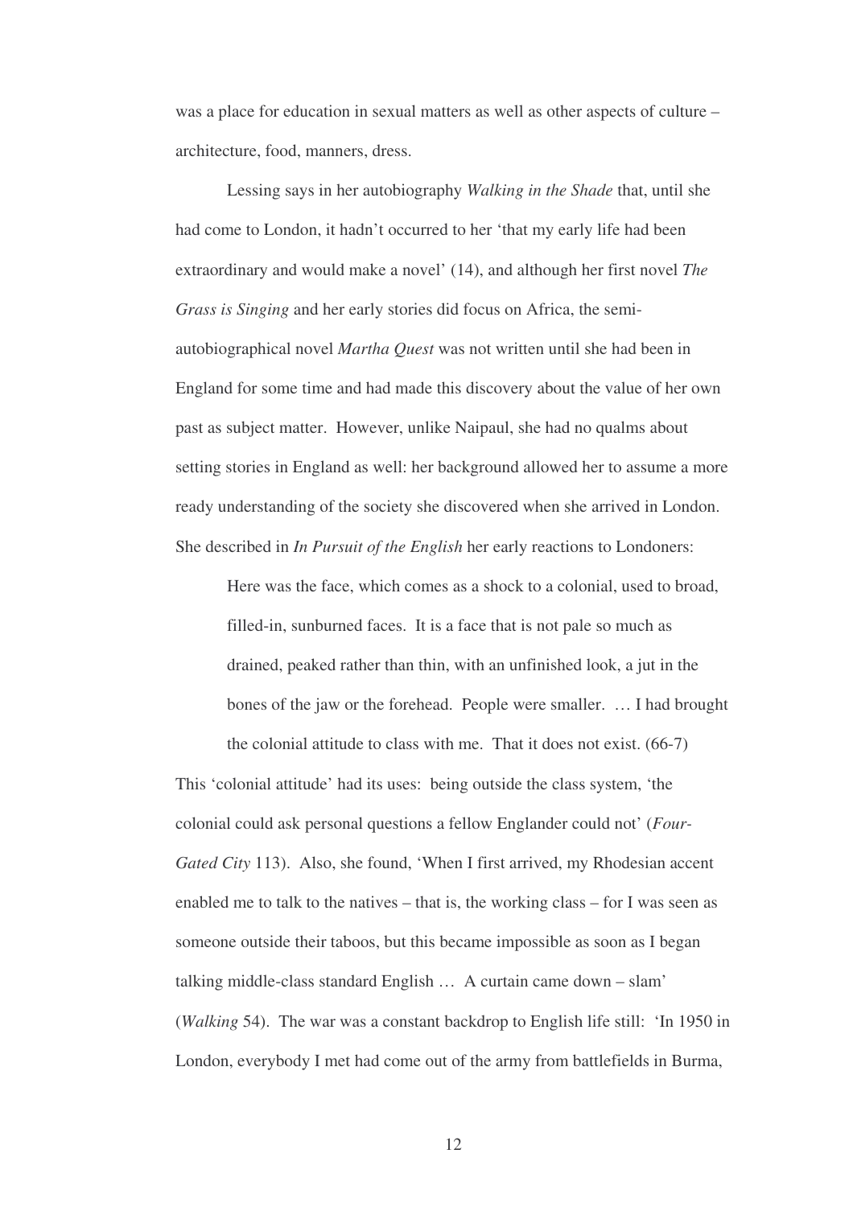was a place for education in sexual matters as well as other aspects of culture – architecture, food, manners, dress.

Lessing says in her autobiography *Walking in the Shade* that, until she had come to London, it hadn't occurred to her 'that my early life had been extraordinary and would make a novel' (14), and although her first novel *The Grass is Singing* and her early stories did focus on Africa, the semi-autobiographical novel *Martha Quest* was not written until she had been in England for some time and had made this discovery about the value of her own past as subject matter. However, unlike Naipaul, she had no qualms about setting stories in England as well: her background allowed her to assume a more ready understanding of the society she discovered when she arrived in London. She described in *In Pursuit of the English* her early reactions to Londoners:

> Here was the face, which comes as a shock to a colonial, used to broad, filled-in, sunburned faces. It is a face that is not pale so much as drained, peaked rather than thin, with an unfinished look, a jut in the bones of the jaw or the forehead. People were smaller. … I had brought the colonial attitude to class with me. That it does not exist. (66-7)

This 'colonial attitude' had its uses: being outside the class system, 'the colonial could ask personal questions a fellow Englander could not' (*Four-Gated City* 113). Also, she found, 'When I first arrived, my Rhodesian accent enabled me to talk to the natives – that is, the working class – for I was seen as someone outside their taboos, but this became impossible as soon as I began talking middle-class standard English … A curtain came down – slam' (*Walking* 54). The war was a constant backdrop to English life still: 'In 1950 in London, everybody I met had come out of the army from battlefields in Burma,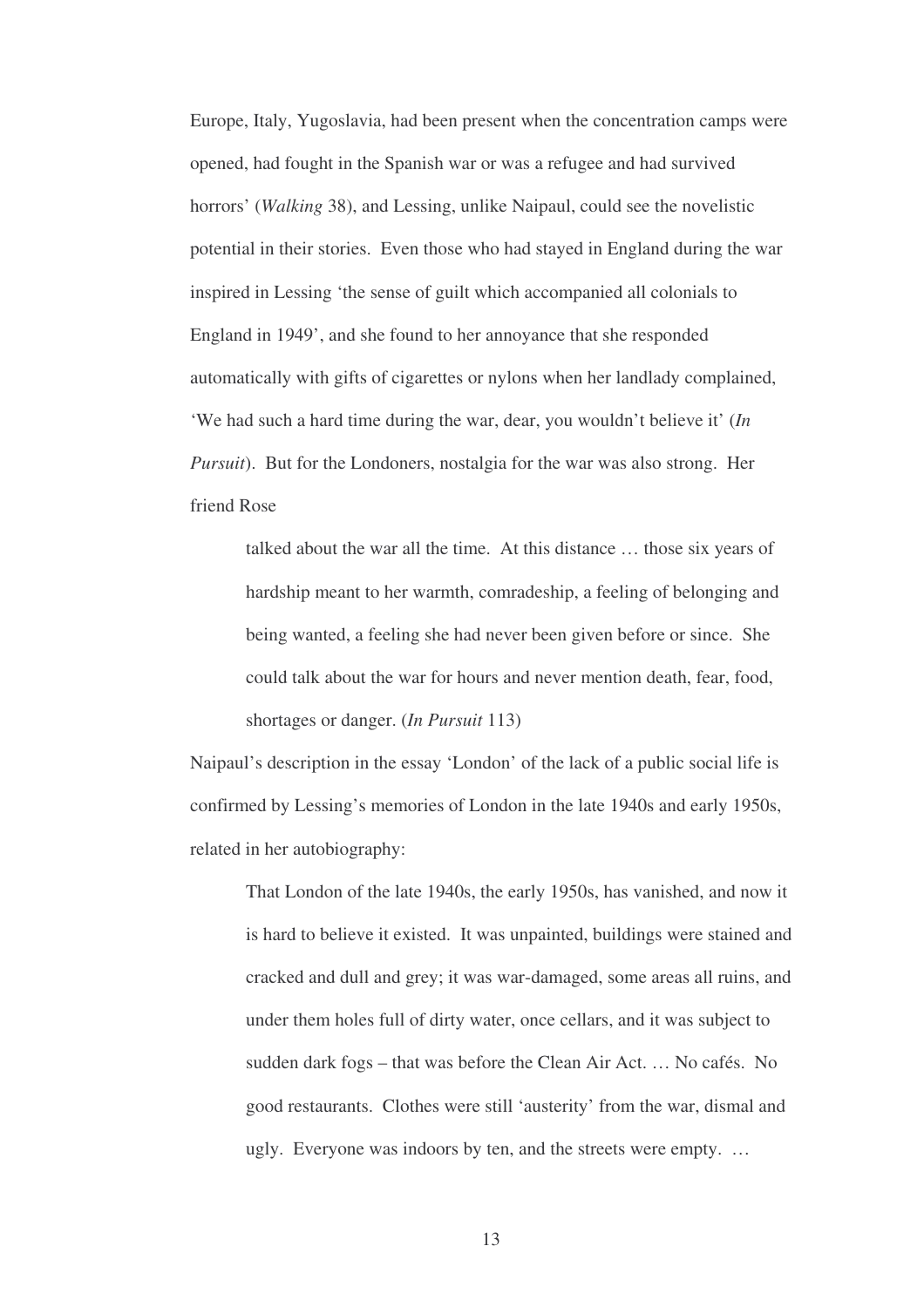Europe, Italy, Yugoslavia, had been present when the concentration camps were opened, had fought in the Spanish war or was a refugee and had survived horrors' (*Walking* 38), and Lessing, unlike Naipaul, could see the novelistic potential in their stories. Even those who had stayed in England during the war inspired in Lessing 'the sense of guilt which accompanied all colonials to England in 1949', and she found to her annoyance that she responded automatically with gifts of cigarettes or nylons when her landlady complained, 'We had such a hard time during the war, dear, you wouldn't believe it' (*In Pursuit*). But for the Londoners, nostalgia for the war was also strong. Her friend Rose

> talked about the war all the time. At this distance … those six years of hardship meant to her warmth, comradeship, a feeling of belonging and being wanted, a feeling she had never been given before or since. She could talk about the war for hours and never mention death, fear, food, shortages or danger. (*In Pursuit* 113)

Naipaul's description in the essay 'London' of the lack of a public social life is confirmed by Lessing's memories of London in the late 1940s and early 1950s, related in her autobiography:

> That London of the late 1940s, the early 1950s, has vanished, and now it is hard to believe it existed. It was unpainted, buildings were stained and cracked and dull and grey; it was war-damaged, some areas all ruins, and under them holes full of dirty water, once cellars, and it was subject to sudden dark fogs – that was before the Clean Air Act. … No cafés. No good restaurants. Clothes were still 'austerity' from the war, dismal and ugly. Everyone was indoors by ten, and the streets were empty. …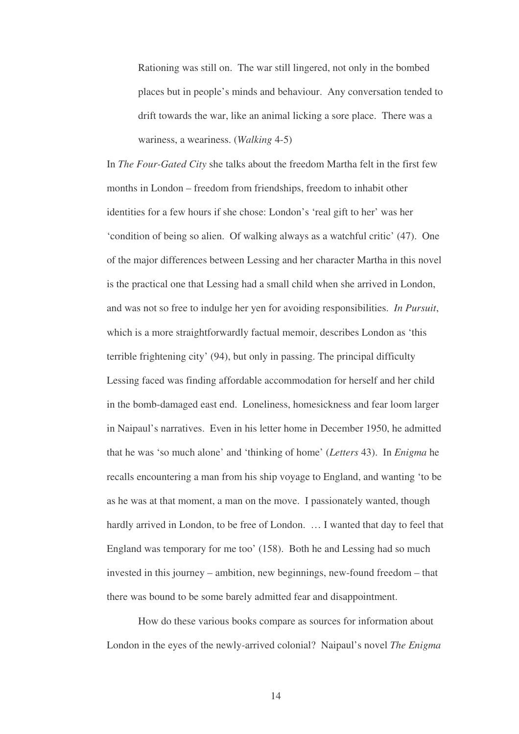> Rationing was still on. The war still lingered, not only in the bombed places but in people's minds and behaviour. Any conversation tended to drift towards the war, like an animal licking a sore place. There was a wariness, a weariness. (*Walking* 4-5)

In *The Four-Gated City* she talks about the freedom Martha felt in the first few months in London – freedom from friendships, freedom to inhabit other identities for a few hours if she chose: London's 'real gift to her' was her 'condition of being so alien. Of walking always as a watchful critic' (47). One of the major differences between Lessing and her character Martha in this novel is the practical one that Lessing had a small child when she arrived in London, and was not so free to indulge her yen for avoiding responsibilities. *In Pursuit*, which is a more straightforwardly factual memoir, describes London as 'this terrible frightening city' (94), but only in passing. The principal difficulty Lessing faced was finding affordable accommodation for herself and her child in the bomb-damaged east end. Loneliness, homesickness and fear loom larger in Naipaul's narratives. Even in his letter home in December 1950, he admitted that he was 'so much alone' and 'thinking of home' (*Letters* 43). In *Enigma* he recalls encountering a man from his ship voyage to England, and wanting 'to be as he was at that moment, a man on the move. I passionately wanted, though hardly arrived in London, to be free of London. … I wanted that day to feel that England was temporary for me too' (158). Both he and Lessing had so much invested in this journey – ambition, new beginnings, new-found freedom – that there was bound to be some barely admitted fear and disappointment.

How do these various books compare as sources for information about London in the eyes of the newly-arrived colonial? Naipaul's novel *The Enigma*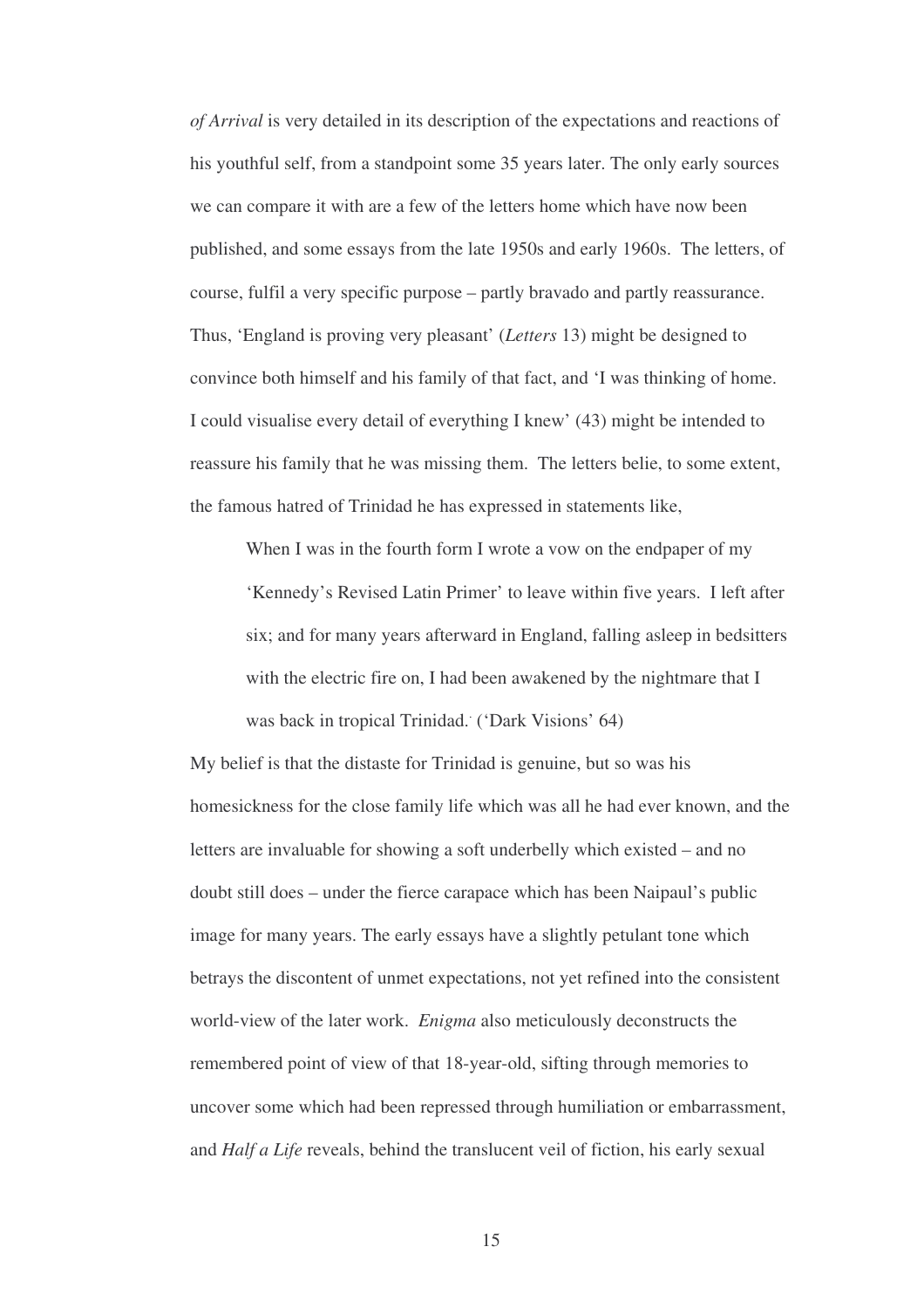*of Arrival* is very detailed in its description of the expectations and reactions of his youthful self, from a standpoint some 35 years later. The only early sources we can compare it with are a few of the letters home which have now been published, and some essays from the late 1950s and early 1960s. The letters, of course, fulfil a very specific purpose – partly bravado and partly reassurance. Thus, 'England is proving very pleasant' (*Letters* 13) might be designed to convince both himself and his family of that fact, and 'I was thinking of home. I could visualise every detail of everything I knew' (43) might be intended to reassure his family that he was missing them. The letters belie, to some extent, the famous hatred of Trinidad he has expressed in statements like,

> When I was in the fourth form I wrote a vow on the endpaper of my 'Kennedy's Revised Latin Primer' to leave within five years. I left after six; and for many years afterward in England, falling asleep in bedsitters with the electric fire on, I had been awakened by the nightmare that I was back in tropical Trinidad. ('Dark Visions' 64)

My belief is that the distaste for Trinidad is genuine, but so was his homesickness for the close family life which was all he had ever known, and the letters are invaluable for showing a soft underbelly which existed – and no doubt still does – under the fierce carapace which has been Naipaul's public image for many years. The early essays have a slightly petulant tone which betrays the discontent of unmet expectations, not yet refined into the consistent world-view of the later work. *Enigma* also meticulously deconstructs the remembered point of view of that 18-year-old, sifting through memories to uncover some which had been repressed through humiliation or embarrassment, and *Half a Life* reveals, behind the translucent veil of fiction, his early sexual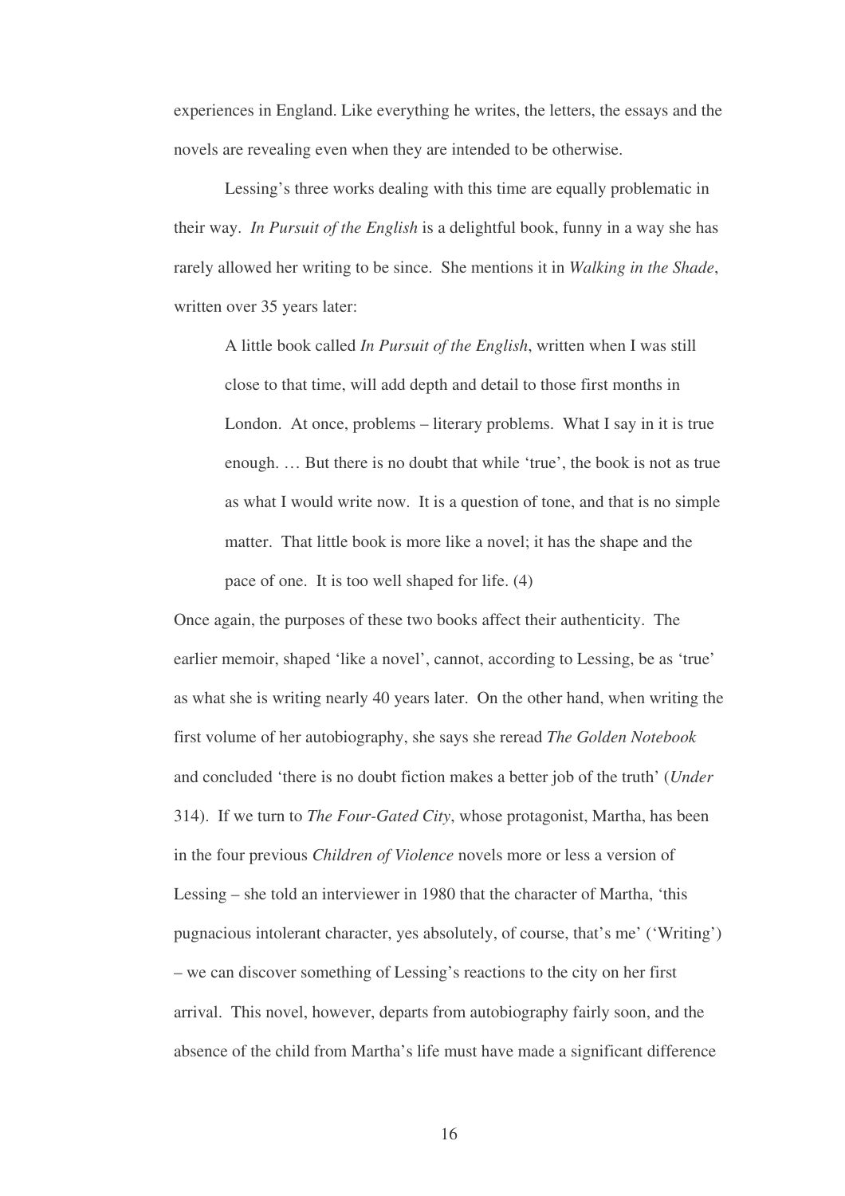experiences in England. Like everything he writes, the letters, the essays and the novels are revealing even when they are intended to be otherwise.

Lessing's three works dealing with this time are equally problematic in their way. *In Pursuit of the English* is a delightful book, funny in a way she has rarely allowed her writing to be since. She mentions it in *Walking in the Shade*, written over 35 years later:

> A little book called *In Pursuit of the English*, written when I was still close to that time, will add depth and detail to those first months in London. At once, problems – literary problems. What I say in it is true enough. … But there is no doubt that while 'true', the book is not as true as what I would write now. It is a question of tone, and that is no simple matter. That little book is more like a novel; it has the shape and the pace of one. It is too well shaped for life. (4)

Once again, the purposes of these two books affect their authenticity. The earlier memoir, shaped 'like a novel', cannot, according to Lessing, be as 'true' as what she is writing nearly 40 years later. On the other hand, when writing the first volume of her autobiography, she says she reread *The Golden Notebook* and concluded 'there is no doubt fiction makes a better job of the truth' (*Under* 314). If we turn to *The Four-Gated City*, whose protagonist, Martha, has been in the four previous *Children of Violence* novels more or less a version of Lessing – she told an interviewer in 1980 that the character of Martha, 'this pugnacious intolerant character, yes absolutely, of course, that's me' ('Writing') – we can discover something of Lessing's reactions to the city on her first arrival. This novel, however, departs from autobiography fairly soon, and the absence of the child from Martha's life must have made a significant difference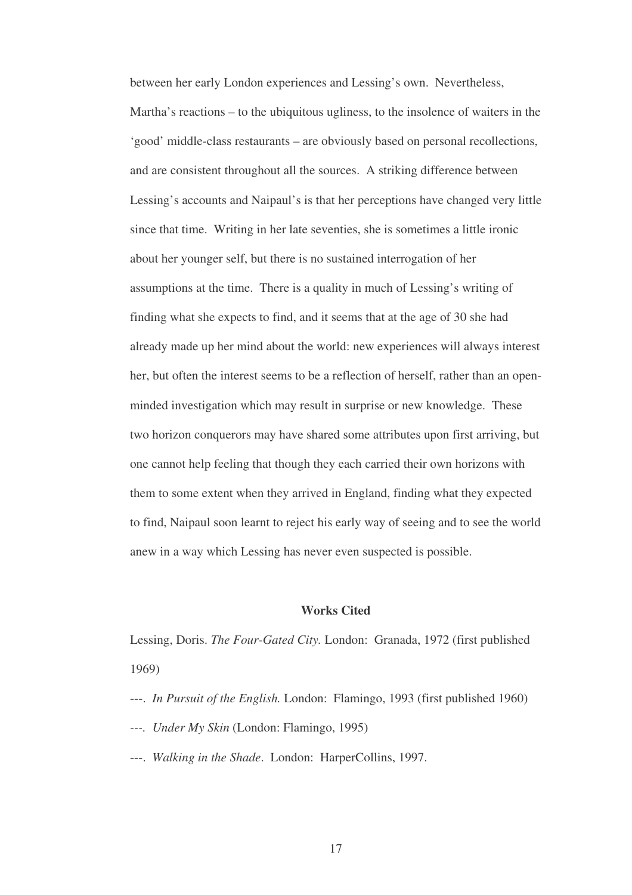between her early London experiences and Lessing's own. Nevertheless, Martha's reactions – to the ubiquitous ugliness, to the insolence of waiters in the 'good' middle-class restaurants – are obviously based on personal recollections, and are consistent throughout all the sources. A striking difference between Lessing's accounts and Naipaul's is that her perceptions have changed very little since that time. Writing in her late seventies, she is sometimes a little ironic about her younger self, but there is no sustained interrogation of her assumptions at the time. There is a quality in much of Lessing's writing of finding what she expects to find, and it seems that at the age of 30 she had already made up her mind about the world: new experiences will always interest her, but often the interest seems to be a reflection of herself, rather than an open-minded investigation which may result in surprise or new knowledge. These two horizon conquerors may have shared some attributes upon first arriving, but one cannot help feeling that though they each carried their own horizons with them to some extent when they arrived in England, finding what they expected to find, Naipaul soon learnt to reject his early way of seeing and to see the world anew in a way which Lessing has never even suspected is possible.

**Works Cited**

Lessing, Doris. *The Four-Gated City.* London: Granada, 1972 (first published 1969)

---. *In Pursuit of the English.* London: Flamingo, 1993 (first published 1960)

---. *Under My Skin* (London: Flamingo, 1995)

---. *Walking in the Shade*. London: HarperCollins, 1997.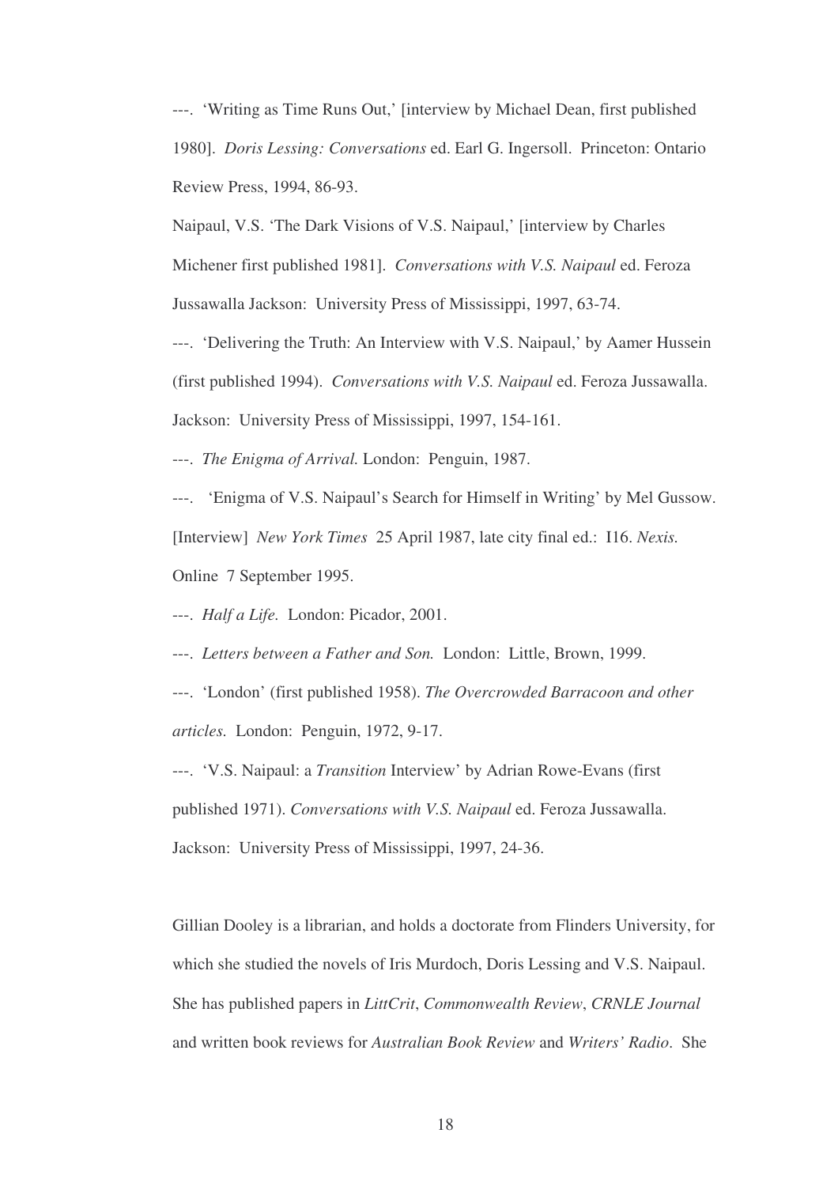---. 'Writing as Time Runs Out,' [interview by Michael Dean, first published 1980]. *Doris Lessing: Conversations* ed. Earl G. Ingersoll. Princeton: Ontario Review Press, 1994, 86-93.

Naipaul, V.S. 'The Dark Visions of V.S. Naipaul,' [interview by Charles Michener first published 1981]. *Conversations with V.S. Naipaul* ed. Feroza Jussawalla Jackson: University Press of Mississippi, 1997, 63-74.

---. 'Delivering the Truth: An Interview with V.S. Naipaul,' by Aamer Hussein (first published 1994). *Conversations with V.S. Naipaul* ed. Feroza Jussawalla. Jackson: University Press of Mississippi, 1997, 154-161.

---. *The Enigma of Arrival.* London: Penguin, 1987.

---. 'Enigma of V.S. Naipaul's Search for Himself in Writing' by Mel Gussow. [Interview] *New York Times* 25 April 1987, late city final ed.: I16. *Nexis.* Online 7 September 1995.

---. *Half a Life.* London: Picador, 2001.

---. *Letters between a Father and Son.* London: Little, Brown, 1999.

---. 'London' (first published 1958). *The Overcrowded Barracoon and other articles.* London: Penguin, 1972, 9-17.

---. 'V.S. Naipaul: a *Transition* Interview' by Adrian Rowe-Evans (first published 1971). *Conversations with V.S. Naipaul* ed. Feroza Jussawalla. Jackson: University Press of Mississippi, 1997, 24-36.

Gillian Dooley is a librarian, and holds a doctorate from Flinders University, for which she studied the novels of Iris Murdoch, Doris Lessing and V.S. Naipaul. She has published papers in *LittCrit*, *Commonwealth Review*, *CRNLE Journal* and written book reviews for *Australian Book Review* and *Writers' Radio*. She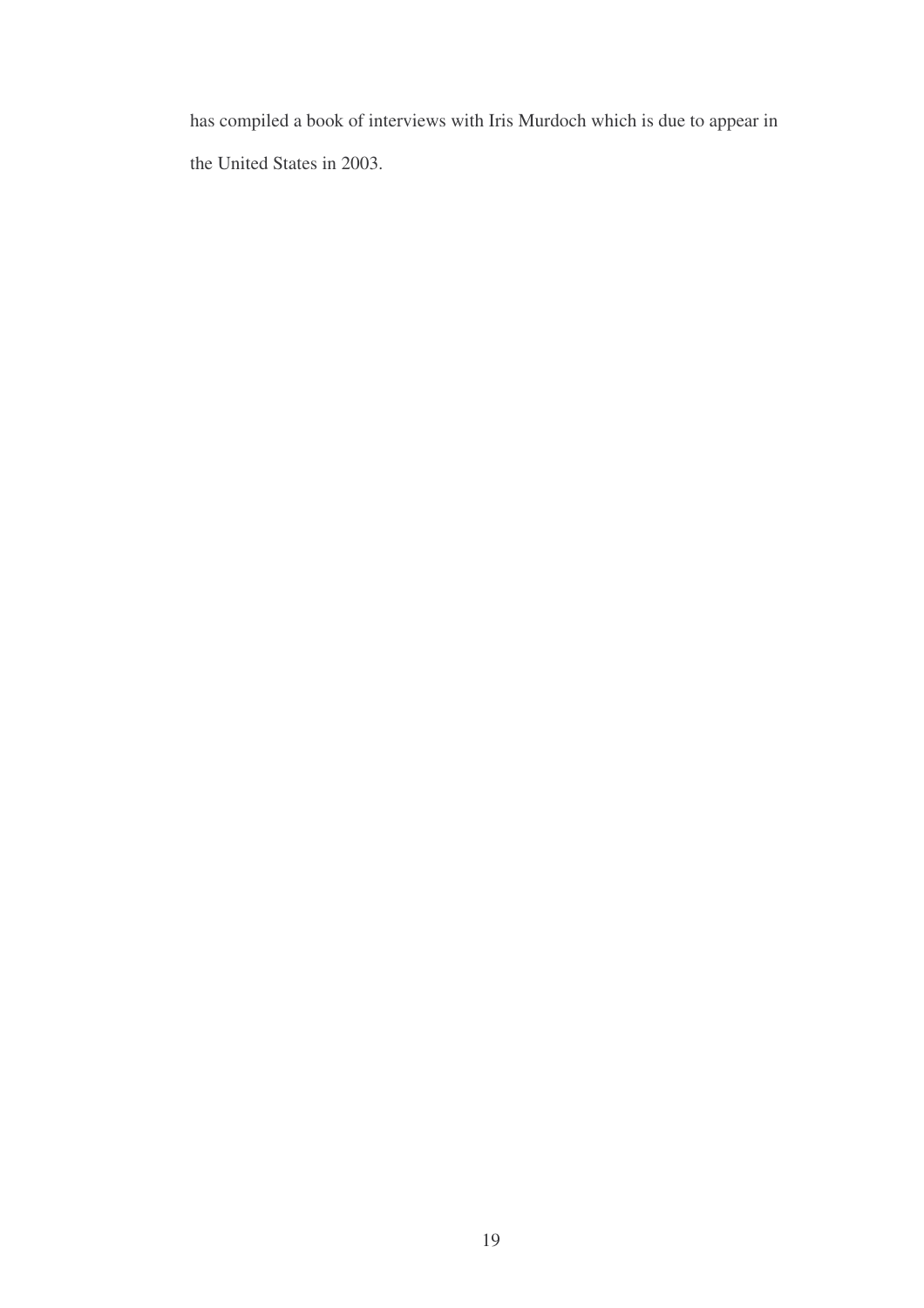has compiled a book of interviews with Iris Murdoch which is due to appear in the United States in 2003.